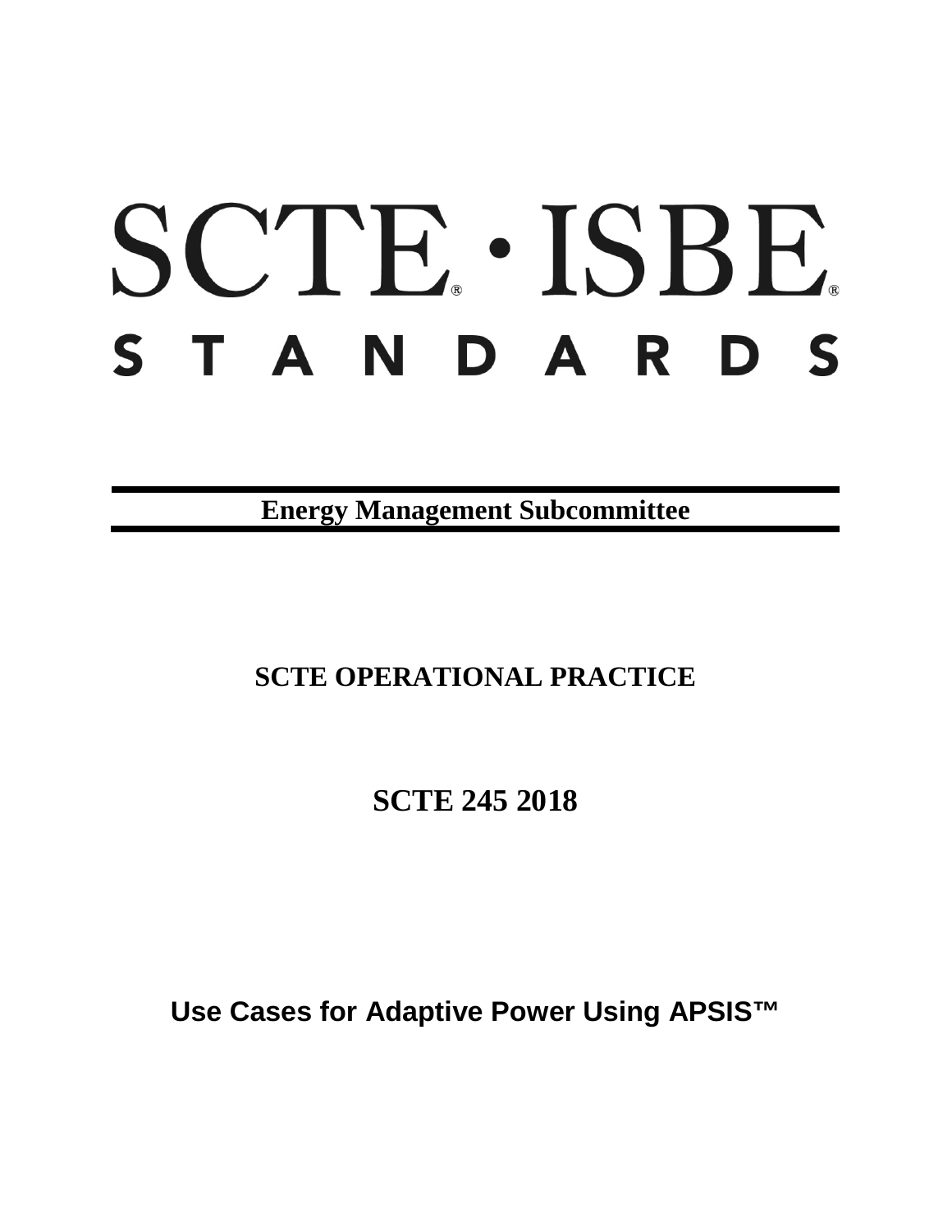# SCTE · ISBE STANDARDS

**Energy Management Subcommittee**

**SCTE OPERATIONAL PRACTICE**

**SCTE 245 2018**

**Use Cases for Adaptive Power Using APSIS™**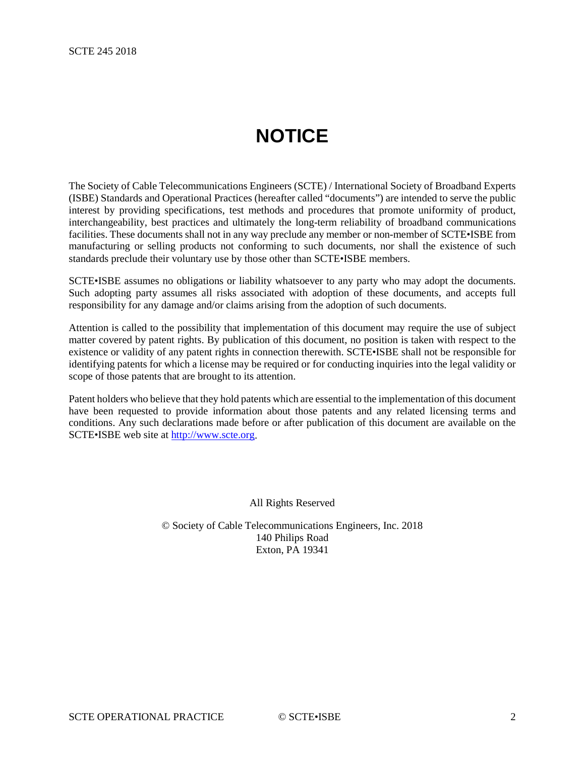# NOTICE

The Society of Cable Telecommunications Engineers (SCTE) / International Society of Broadband Experts (ISBE) Standards and Operational Practices (hereafter called "documents") are intended to serve the public interest by providing specifications, test methods and procedures that promote uniformity of product, interchangeability, best practices and ultimately the long-term reliability of broadband communications facilities. These documents shall not in any way preclude any member or non-member of SCTE•ISBE from manufacturing or selling products not conforming to such documents, nor shall the existence of such standards preclude their voluntary use by those other than SCTE•ISBE members.

SCTE•ISBE assumes no obligations or liability whatsoever to any party who may adopt the documents. Such adopting party assumes all risks associated with adoption of these documents, and accepts full responsibility for any damage and/or claims arising from the adoption of such documents.

Attention is called to the possibility that implementation of this document may require the use of subject matter covered by patent rights. By publication of this document, no position is taken with respect to the existence or validity of any patent rights in connection therewith. SCTE•ISBE shall not be responsible for identifying patents for which a license may be required or for conducting inquiries into the legal validity or scope of those patents that are brought to its attention.

Patent holders who believe that they hold patents which are essential to the implementation of this document have been requested to provide information about those patents and any related licensing terms and conditions. Any such declarations made before or after publication of this document are available on the SCTE•ISBE web site at http://www.scte.org.

All Rights Reserved

© Society of Cable Telecommunications Engineers, Inc. 2018
140 Philips Road
Exton, PA 19341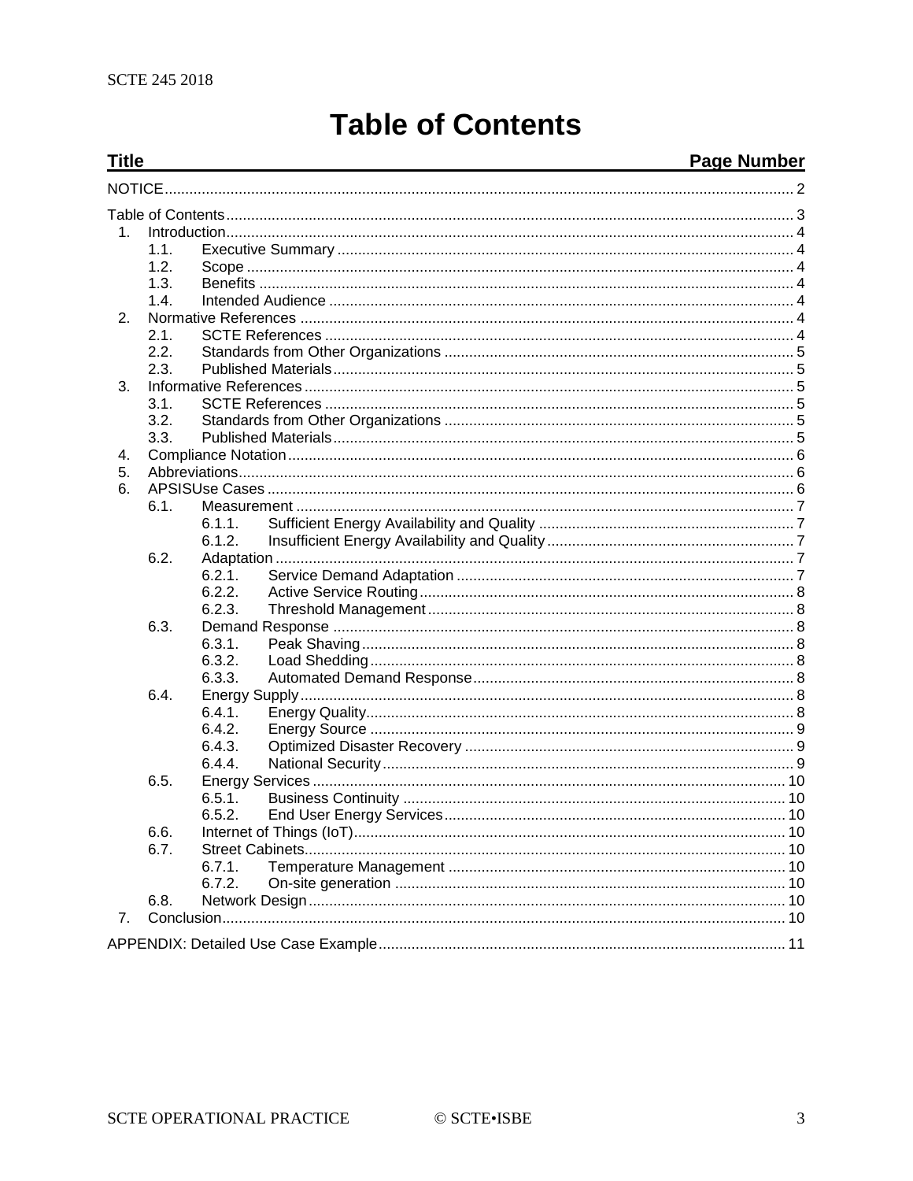# Table of Contents

| Title | Page Number |
|---|---|
| NOTICE | 2 |
| Table of Contents | 3 |
| 1. Introduction | 4 |
| 1.1. Executive Summary | 4 |
| 1.2. Scope | 4 |
| 1.3. Benefits | 4 |
| 1.4. Intended Audience | 4 |
| 2. Normative References | 4 |
| 2.1. SCTE References | 4 |
| 2.2. Standards from Other Organizations | 5 |
| 2.3. Published Materials | 5 |
| 3. Informative References | 5 |
| 3.1. SCTE References | 5 |
| 3.2. Standards from Other Organizations | 5 |
| 3.3. Published Materials | 5 |
| 4. Compliance Notation | 6 |
| 5. Abbreviations | 6 |
| 6. APSISUse Cases | 6 |
| 6.1. Measurement | 7 |
| 6.1.1. Sufficient Energy Availability and Quality | 7 |
| 6.1.2. Insufficient Energy Availability and Quality | 7 |
| 6.2. Adaptation | 7 |
| 6.2.1. Service Demand Adaptation | 7 |
| 6.2.2. Active Service Routing | 8 |
| 6.2.3. Threshold Management | 8 |
| 6.3. Demand Response | 8 |
| 6.3.1. Peak Shaving | 8 |
| 6.3.2. Load Shedding | 8 |
| 6.3.3. Automated Demand Response | 8 |
| 6.4. Energy Supply | 8 |
| 6.4.1. Energy Quality | 8 |
| 6.4.2. Energy Source | 9 |
| 6.4.3. Optimized Disaster Recovery | 9 |
| 6.4.4. National Security | 9 |
| 6.5. Energy Services | 10 |
| 6.5.1. Business Continuity | 10 |
| 6.5.2. End User Energy Services | 10 |
| 6.6. Internet of Things (IoT) | 10 |
| 6.7. Street Cabinets | 10 |
| 6.7.1. Temperature Management | 10 |
| 6.7.2. On-site generation | 10 |
| 6.8. Network Design | 10 |
| 7. Conclusion | 10 |
| APPENDIX: Detailed Use Case Example | 11 |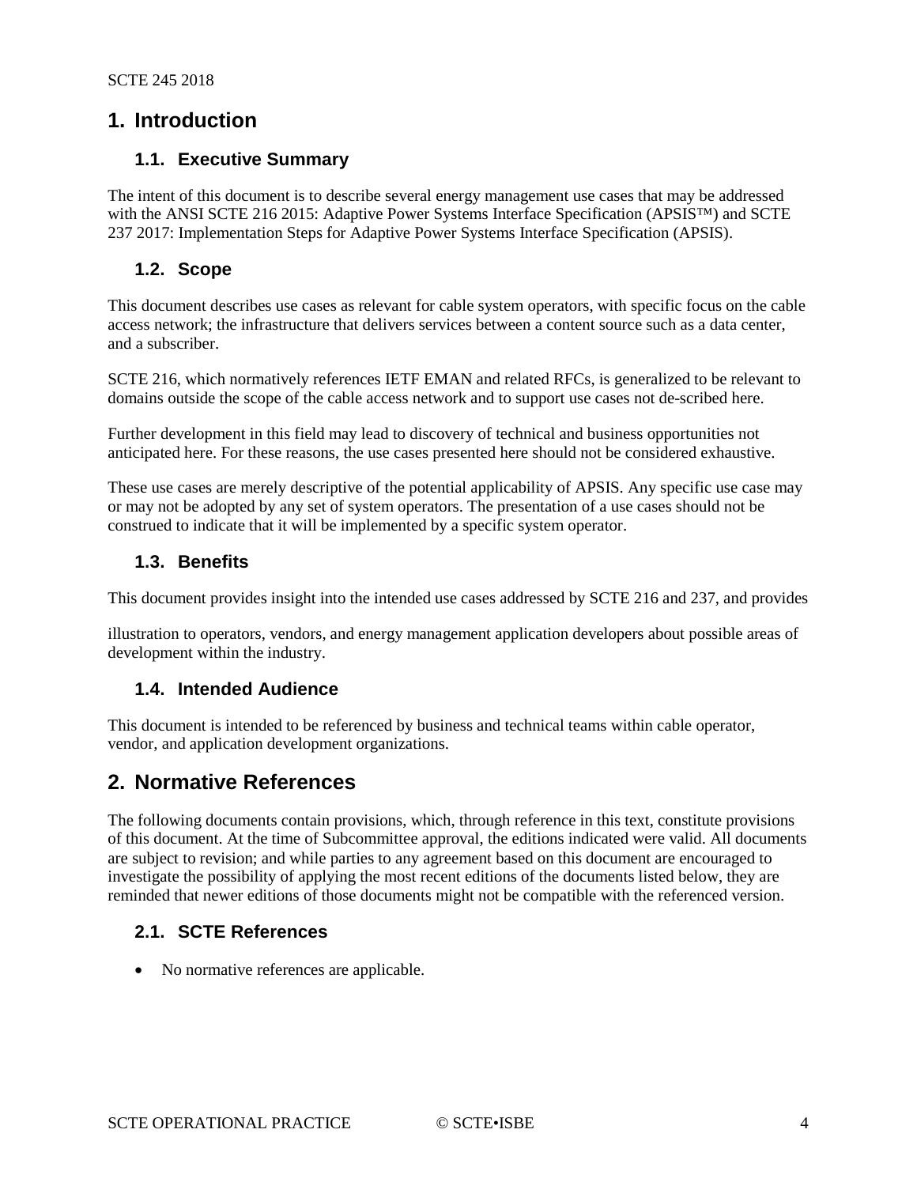# 1. Introduction

## 1.1. Executive Summary

The intent of this document is to describe several energy management use cases that may be addressed with the ANSI SCTE 216 2015: Adaptive Power Systems Interface Specification (APSIS™) and SCTE 237 2017: Implementation Steps for Adaptive Power Systems Interface Specification (APSIS).

## 1.2. Scope

This document describes use cases as relevant for cable system operators, with specific focus on the cable access network; the infrastructure that delivers services between a content source such as a data center, and a subscriber.

SCTE 216, which normatively references IETF EMAN and related RFCs, is generalized to be relevant to domains outside the scope of the cable access network and to support use cases not de-scribed here.

Further development in this field may lead to discovery of technical and business opportunities not anticipated here. For these reasons, the use cases presented here should not be considered exhaustive.

These use cases are merely descriptive of the potential applicability of APSIS. Any specific use case may or may not be adopted by any set of system operators. The presentation of a use cases should not be construed to indicate that it will be implemented by a specific system operator.

## 1.3. Benefits

This document provides insight into the intended use cases addressed by SCTE 216 and 237, and provides illustration to operators, vendors, and energy management application developers about possible areas of development within the industry.

## 1.4. Intended Audience

This document is intended to be referenced by business and technical teams within cable operator, vendor, and application development organizations.

# 2. Normative References

The following documents contain provisions, which, through reference in this text, constitute provisions of this document. At the time of Subcommittee approval, the editions indicated were valid. All documents are subject to revision; and while parties to any agreement based on this document are encouraged to investigate the possibility of applying the most recent editions of the documents listed below, they are reminded that newer editions of those documents might not be compatible with the referenced version.

## 2.1. SCTE References

- No normative references are applicable.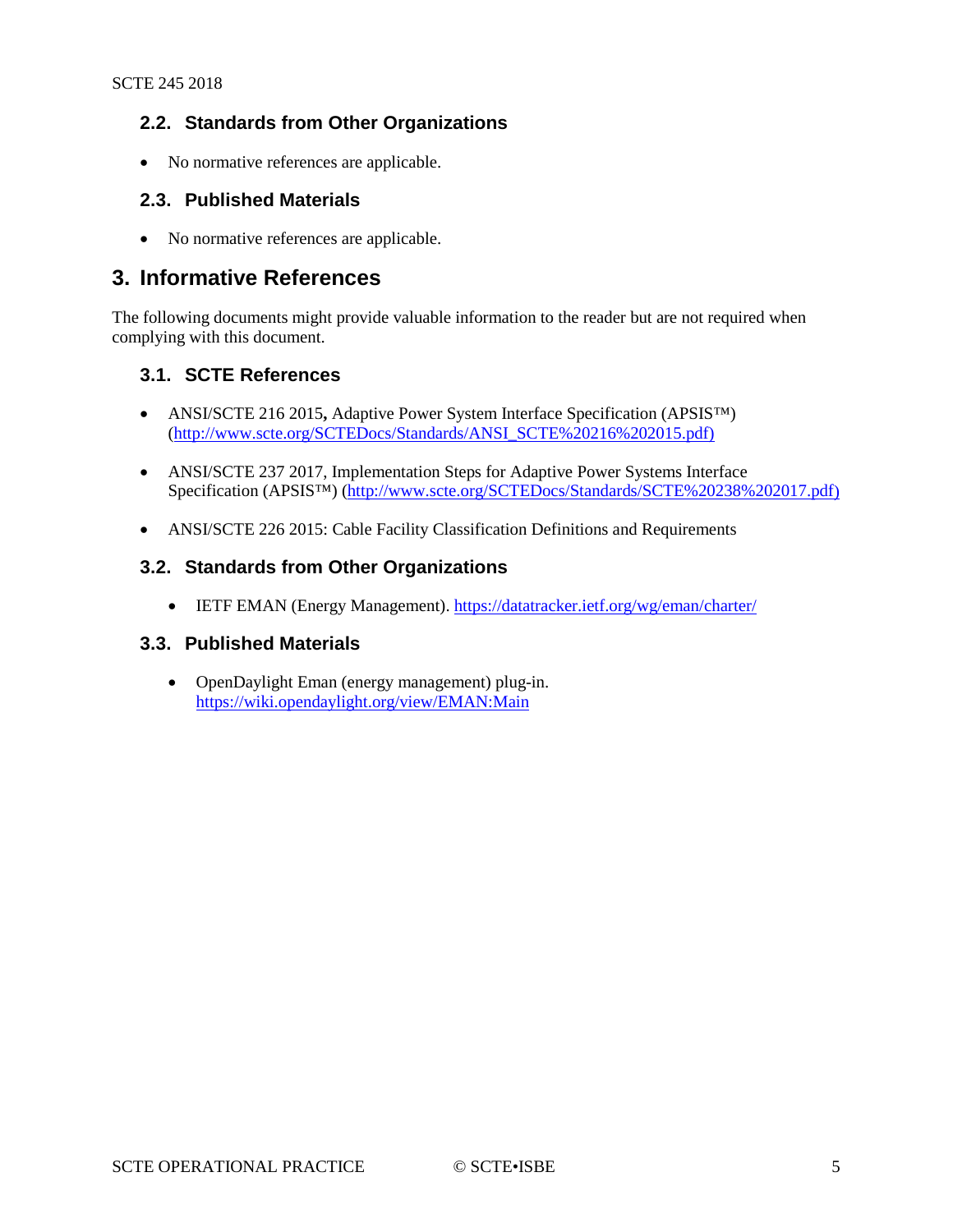### 2.2. Standards from Other Organizations

- No normative references are applicable.

### 2.3. Published Materials

- No normative references are applicable.

## 3. Informative References

The following documents might provide valuable information to the reader but are not required when complying with this document.

### 3.1. SCTE References

- ANSI/SCTE 216 2015**,** Adaptive Power System Interface Specification (APSIS™) (http://www.scte.org/SCTEDocs/Standards/ANSI_SCTE%20216%202015.pdf)
- ANSI/SCTE 237 2017, Implementation Steps for Adaptive Power Systems Interface Specification (APSIS™) (http://www.scte.org/SCTEDocs/Standards/SCTE%20238%202017.pdf)
- ANSI/SCTE 226 2015: Cable Facility Classification Definitions and Requirements

### 3.2. Standards from Other Organizations

- IETF EMAN (Energy Management). https://datatracker.ietf.org/wg/eman/charter/

### 3.3. Published Materials

- OpenDaylight Eman (energy management) plug-in. https://wiki.opendaylight.org/view/EMAN:Main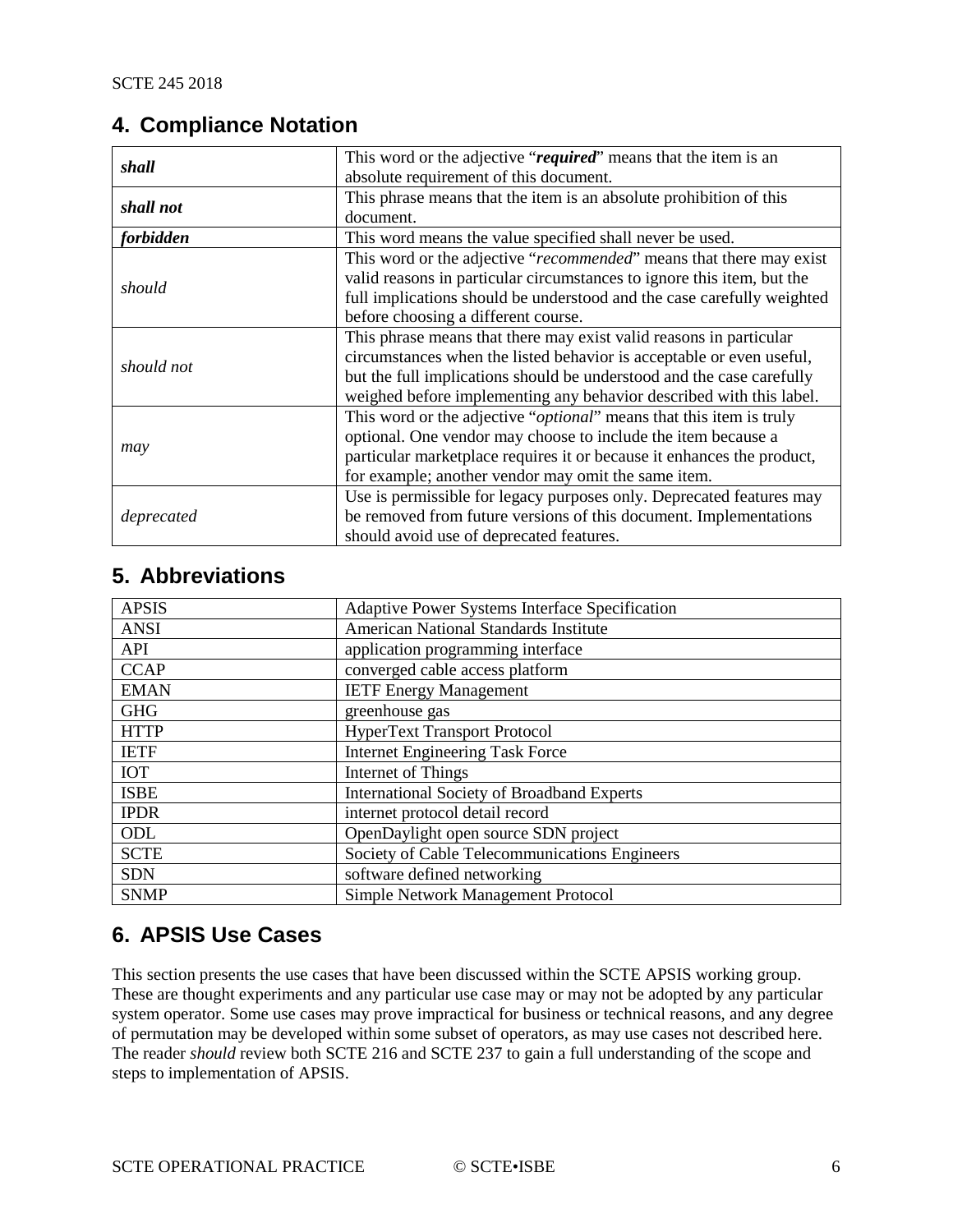## 4. Compliance Notation

| | |
|---|---|
| ***shall*** | This word or the adjective "***required***" means that the item is an absolute requirement of this document. |
| ***shall not*** | This phrase means that the item is an absolute prohibition of this document. |
| ***forbidden*** | This word means the value specified shall never be used. |
| *should* | This word or the adjective "*recommended*" means that there may exist valid reasons in particular circumstances to ignore this item, but the full implications should be understood and the case carefully weighted before choosing a different course. |
| *should not* | This phrase means that there may exist valid reasons in particular circumstances when the listed behavior is acceptable or even useful, but the full implications should be understood and the case carefully weighed before implementing any behavior described with this label. |
| *may* | This word or the adjective "*optional*" means that this item is truly optional. One vendor may choose to include the item because a particular marketplace requires it or because it enhances the product, for example; another vendor may omit the same item. |
| *deprecated* | Use is permissible for legacy purposes only. Deprecated features may be removed from future versions of this document. Implementations should avoid use of deprecated features. |

## 5. Abbreviations

| | |
|---|---|
| APSIS | Adaptive Power Systems Interface Specification |
| ANSI | American National Standards Institute |
| API | application programming interface |
| CCAP | converged cable access platform |
| EMAN | IETF Energy Management |
| GHG | greenhouse gas |
| HTTP | HyperText Transport Protocol |
| IETF | Internet Engineering Task Force |
| IOT | Internet of Things |
| ISBE | International Society of Broadband Experts |
| IPDR | internet protocol detail record |
| ODL | OpenDaylight open source SDN project |
| SCTE | Society of Cable Telecommunications Engineers |
| SDN | software defined networking |
| SNMP | Simple Network Management Protocol |

## 6. APSIS Use Cases

This section presents the use cases that have been discussed within the SCTE APSIS working group. These are thought experiments and any particular use case may or may not be adopted by any particular system operator. Some use cases may prove impractical for business or technical reasons, and any degree of permutation may be developed within some subset of operators, as may use cases not described here. The reader *should* review both SCTE 216 and SCTE 237 to gain a full understanding of the scope and steps to implementation of APSIS.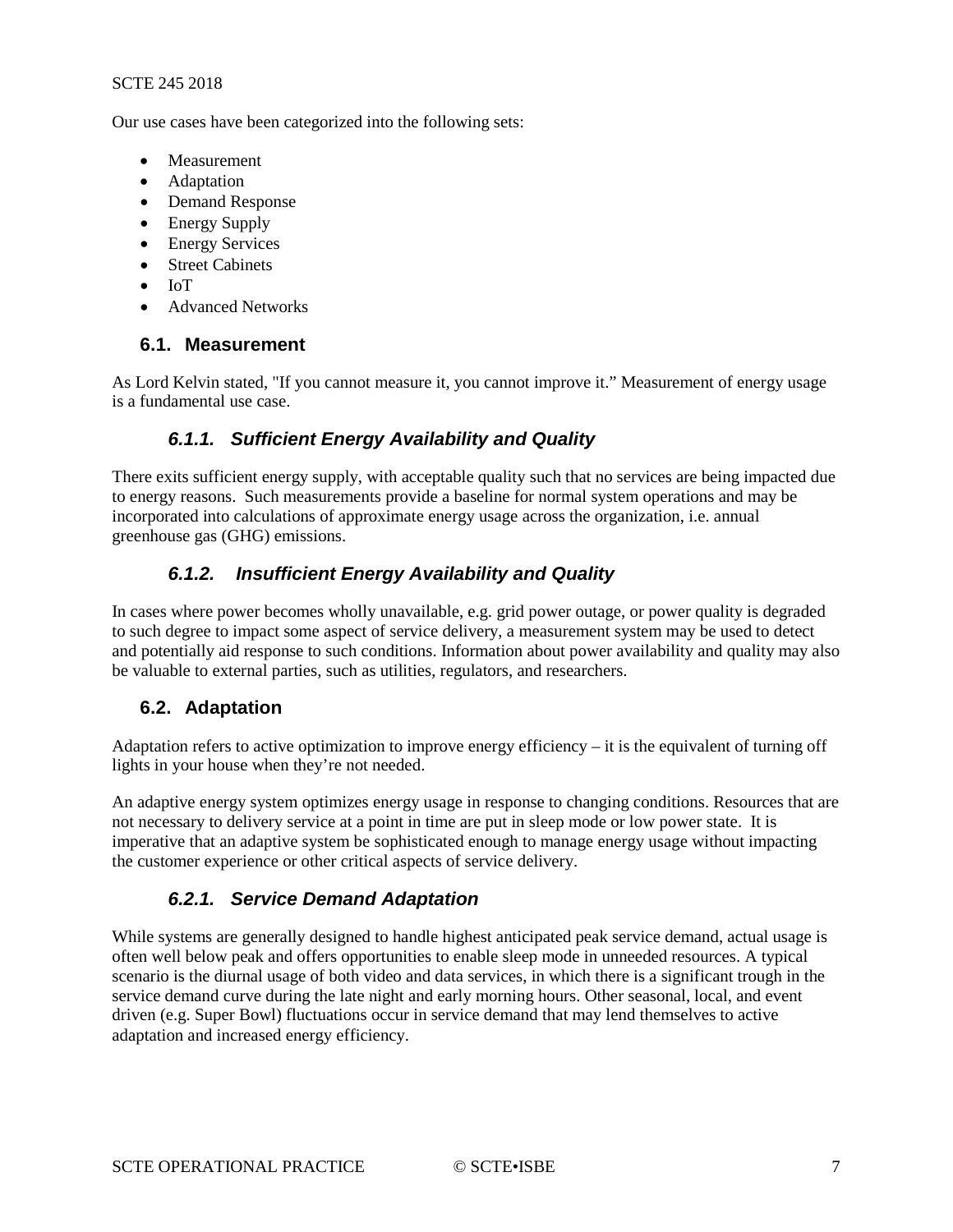Our use cases have been categorized into the following sets:

- Measurement
- Adaptation
- Demand Response
- Energy Supply
- Energy Services
- Street Cabinets
- IoT
- Advanced Networks

## 6.1. Measurement

As Lord Kelvin stated, "If you cannot measure it, you cannot improve it." Measurement of energy usage is a fundamental use case.

### *6.1.1. Sufficient Energy Availability and Quality*

There exits sufficient energy supply, with acceptable quality such that no services are being impacted due to energy reasons. Such measurements provide a baseline for normal system operations and may be incorporated into calculations of approximate energy usage across the organization, i.e. annual greenhouse gas (GHG) emissions.

### *6.1.2. Insufficient Energy Availability and Quality*

In cases where power becomes wholly unavailable, e.g. grid power outage, or power quality is degraded to such degree to impact some aspect of service delivery, a measurement system may be used to detect and potentially aid response to such conditions. Information about power availability and quality may also be valuable to external parties, such as utilities, regulators, and researchers.

## 6.2. Adaptation

Adaptation refers to active optimization to improve energy efficiency – it is the equivalent of turning off lights in your house when they're not needed.

An adaptive energy system optimizes energy usage in response to changing conditions. Resources that are not necessary to delivery service at a point in time are put in sleep mode or low power state. It is imperative that an adaptive system be sophisticated enough to manage energy usage without impacting the customer experience or other critical aspects of service delivery.

### *6.2.1. Service Demand Adaptation*

While systems are generally designed to handle highest anticipated peak service demand, actual usage is often well below peak and offers opportunities to enable sleep mode in unneeded resources. A typical scenario is the diurnal usage of both video and data services, in which there is a significant trough in the service demand curve during the late night and early morning hours. Other seasonal, local, and event driven (e.g. Super Bowl) fluctuations occur in service demand that may lend themselves to active adaptation and increased energy efficiency.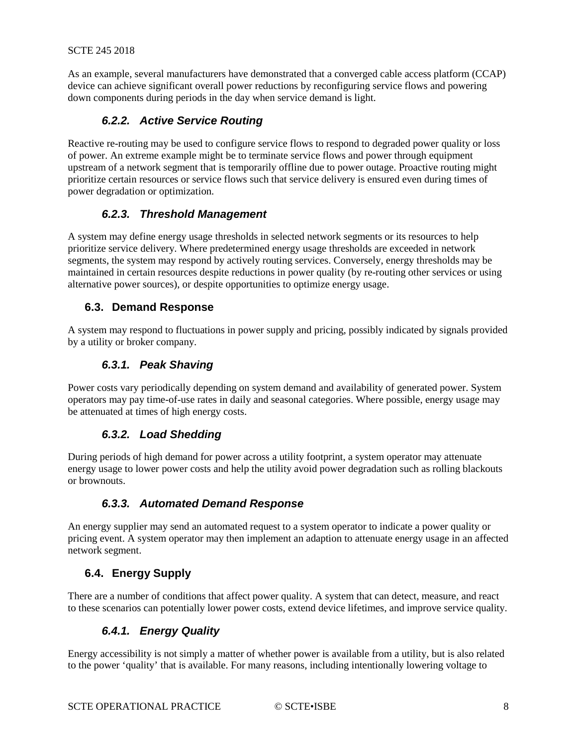As an example, several manufacturers have demonstrated that a converged cable access platform (CCAP) device can achieve significant overall power reductions by reconfiguring service flows and powering down components during periods in the day when service demand is light.

### *6.2.2. Active Service Routing*

Reactive re-routing may be used to configure service flows to respond to degraded power quality or loss of power. An extreme example might be to terminate service flows and power through equipment upstream of a network segment that is temporarily offline due to power outage. Proactive routing might prioritize certain resources or service flows such that service delivery is ensured even during times of power degradation or optimization.

### *6.2.3. Threshold Management*

A system may define energy usage thresholds in selected network segments or its resources to help prioritize service delivery. Where predetermined energy usage thresholds are exceeded in network segments, the system may respond by actively routing services. Conversely, energy thresholds may be maintained in certain resources despite reductions in power quality (by re-routing other services or using alternative power sources), or despite opportunities to optimize energy usage.

## 6.3. Demand Response

A system may respond to fluctuations in power supply and pricing, possibly indicated by signals provided by a utility or broker company.

### *6.3.1. Peak Shaving*

Power costs vary periodically depending on system demand and availability of generated power. System operators may pay time-of-use rates in daily and seasonal categories. Where possible, energy usage may be attenuated at times of high energy costs.

### *6.3.2. Load Shedding*

During periods of high demand for power across a utility footprint, a system operator may attenuate energy usage to lower power costs and help the utility avoid power degradation such as rolling blackouts or brownouts.

### *6.3.3. Automated Demand Response*

An energy supplier may send an automated request to a system operator to indicate a power quality or pricing event. A system operator may then implement an adaption to attenuate energy usage in an affected network segment.

## 6.4. Energy Supply

There are a number of conditions that affect power quality. A system that can detect, measure, and react to these scenarios can potentially lower power costs, extend device lifetimes, and improve service quality.

### *6.4.1. Energy Quality*

Energy accessibility is not simply a matter of whether power is available from a utility, but is also related to the power 'quality' that is available. For many reasons, including intentionally lowering voltage to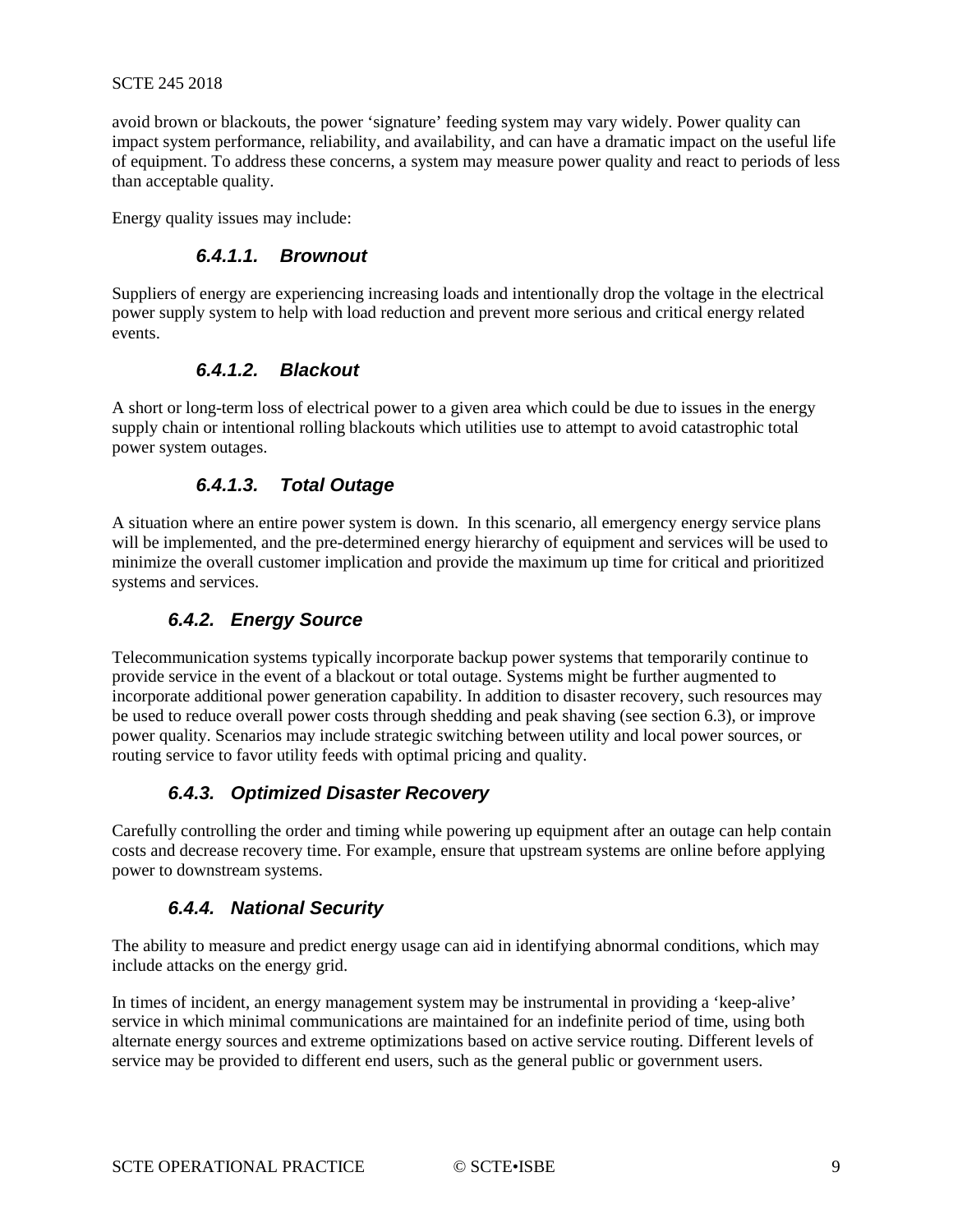avoid brown or blackouts, the power 'signature' feeding system may vary widely. Power quality can impact system performance, reliability, and availability, and can have a dramatic impact on the useful life of equipment. To address these concerns, a system may measure power quality and react to periods of less than acceptable quality.

Energy quality issues may include:

#### 6.4.1.1. Brownout

Suppliers of energy are experiencing increasing loads and intentionally drop the voltage in the electrical power supply system to help with load reduction and prevent more serious and critical energy related events.

#### 6.4.1.2. Blackout

A short or long-term loss of electrical power to a given area which could be due to issues in the energy supply chain or intentional rolling blackouts which utilities use to attempt to avoid catastrophic total power system outages.

#### 6.4.1.3. Total Outage

A situation where an entire power system is down. In this scenario, all emergency energy service plans will be implemented, and the pre-determined energy hierarchy of equipment and services will be used to minimize the overall customer implication and provide the maximum up time for critical and prioritized systems and services.

### 6.4.2. Energy Source

Telecommunication systems typically incorporate backup power systems that temporarily continue to provide service in the event of a blackout or total outage. Systems might be further augmented to incorporate additional power generation capability. In addition to disaster recovery, such resources may be used to reduce overall power costs through shedding and peak shaving (see section 6.3), or improve power quality. Scenarios may include strategic switching between utility and local power sources, or routing service to favor utility feeds with optimal pricing and quality.

### 6.4.3. Optimized Disaster Recovery

Carefully controlling the order and timing while powering up equipment after an outage can help contain costs and decrease recovery time. For example, ensure that upstream systems are online before applying power to downstream systems.

### 6.4.4. National Security

The ability to measure and predict energy usage can aid in identifying abnormal conditions, which may include attacks on the energy grid.

In times of incident, an energy management system may be instrumental in providing a 'keep-alive' service in which minimal communications are maintained for an indefinite period of time, using both alternate energy sources and extreme optimizations based on active service routing. Different levels of service may be provided to different end users, such as the general public or government users.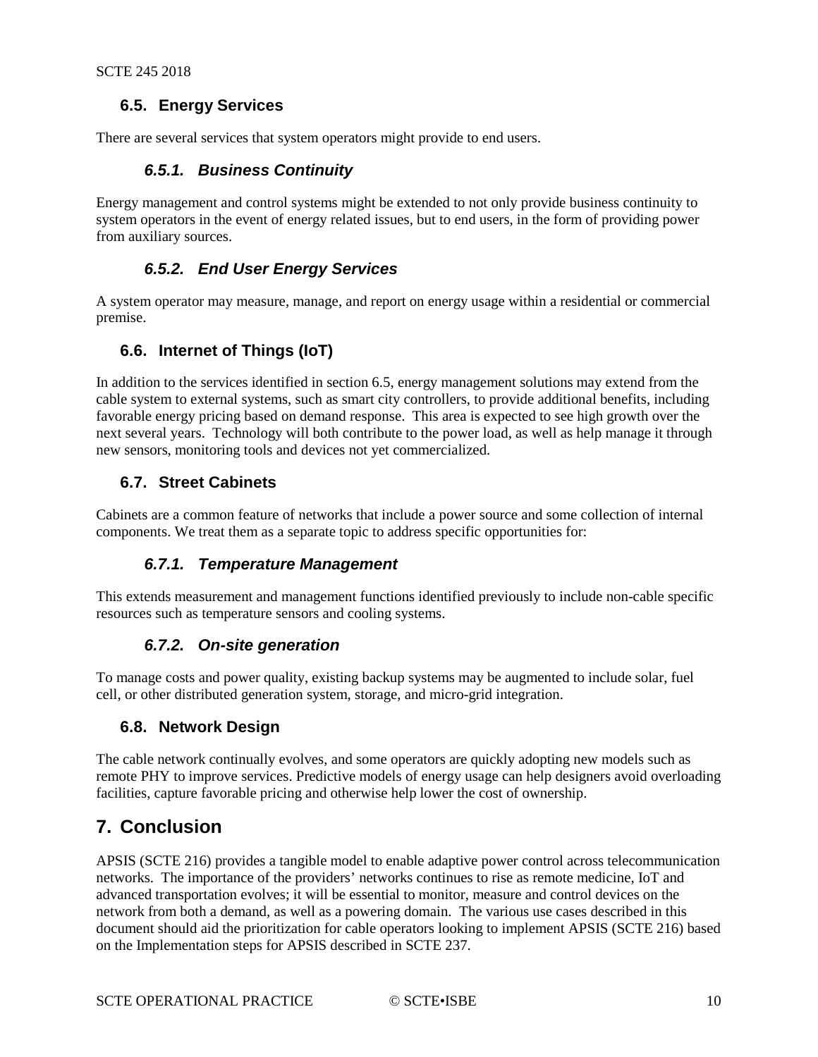## 6.5. Energy Services

There are several services that system operators might provide to end users.

### *6.5.1. Business Continuity*

Energy management and control systems might be extended to not only provide business continuity to system operators in the event of energy related issues, but to end users, in the form of providing power from auxiliary sources.

### *6.5.2. End User Energy Services*

A system operator may measure, manage, and report on energy usage within a residential or commercial premise.

## 6.6. Internet of Things (IoT)

In addition to the services identified in section 6.5, energy management solutions may extend from the cable system to external systems, such as smart city controllers, to provide additional benefits, including favorable energy pricing based on demand response. This area is expected to see high growth over the next several years. Technology will both contribute to the power load, as well as help manage it through new sensors, monitoring tools and devices not yet commercialized.

## 6.7. Street Cabinets

Cabinets are a common feature of networks that include a power source and some collection of internal components. We treat them as a separate topic to address specific opportunities for:

### *6.7.1. Temperature Management*

This extends measurement and management functions identified previously to include non-cable specific resources such as temperature sensors and cooling systems.

### *6.7.2. On-site generation*

To manage costs and power quality, existing backup systems may be augmented to include solar, fuel cell, or other distributed generation system, storage, and micro-grid integration.

## 6.8. Network Design

The cable network continually evolves, and some operators are quickly adopting new models such as remote PHY to improve services. Predictive models of energy usage can help designers avoid overloading facilities, capture favorable pricing and otherwise help lower the cost of ownership.

# 7. Conclusion

APSIS (SCTE 216) provides a tangible model to enable adaptive power control across telecommunication networks. The importance of the providers' networks continues to rise as remote medicine, IoT and advanced transportation evolves; it will be essential to monitor, measure and control devices on the network from both a demand, as well as a powering domain. The various use cases described in this document should aid the prioritization for cable operators looking to implement APSIS (SCTE 216) based on the Implementation steps for APSIS described in SCTE 237.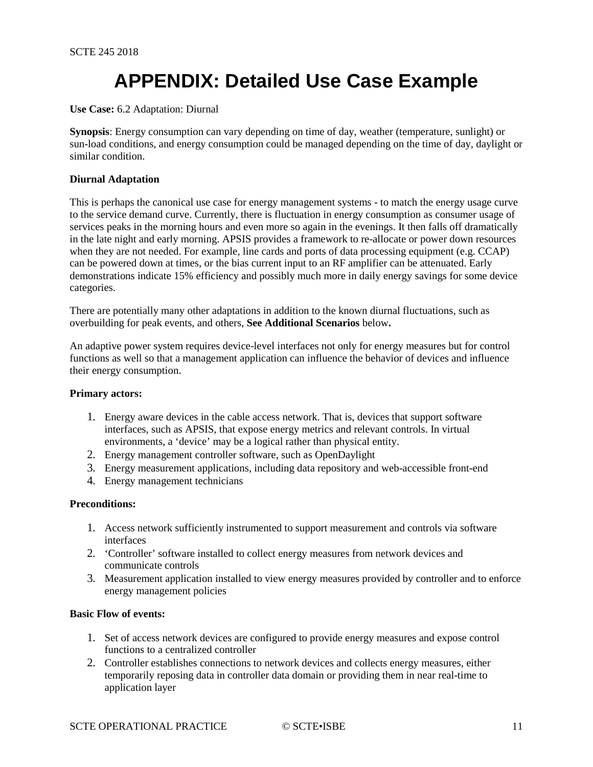# APPENDIX: Detailed Use Case Example

**Use Case:** 6.2 Adaptation: Diurnal

**Synopsis**: Energy consumption can vary depending on time of day, weather (temperature, sunlight) or sun-load conditions, and energy consumption could be managed depending on the time of day, daylight or similar condition.

**Diurnal Adaptation**

This is perhaps the canonical use case for energy management systems - to match the energy usage curve to the service demand curve. Currently, there is fluctuation in energy consumption as consumer usage of services peaks in the morning hours and even more so again in the evenings. It then falls off dramatically in the late night and early morning. APSIS provides a framework to re-allocate or power down resources when they are not needed. For example, line cards and ports of data processing equipment (e.g. CCAP) can be powered down at times, or the bias current input to an RF amplifier can be attenuated. Early demonstrations indicate 15% efficiency and possibly much more in daily energy savings for some device categories.

There are potentially many other adaptations in addition to the known diurnal fluctuations, such as overbuilding for peak events, and others, **See Additional Scenarios** below**.**

An adaptive power system requires device-level interfaces not only for energy measures but for control functions as well so that a management application can influence the behavior of devices and influence their energy consumption.

**Primary actors:**

1. Energy aware devices in the cable access network. That is, devices that support software interfaces, such as APSIS, that expose energy metrics and relevant controls. In virtual environments, a 'device' may be a logical rather than physical entity.
2. Energy management controller software, such as OpenDaylight
3. Energy measurement applications, including data repository and web-accessible front-end
4. Energy management technicians

**Preconditions:**

1. Access network sufficiently instrumented to support measurement and controls via software interfaces
2. 'Controller' software installed to collect energy measures from network devices and communicate controls
3. Measurement application installed to view energy measures provided by controller and to enforce energy management policies

**Basic Flow of events:**

1. Set of access network devices are configured to provide energy measures and expose control functions to a centralized controller
2. Controller establishes connections to network devices and collects energy measures, either temporarily reposing data in controller data domain or providing them in near real-time to application layer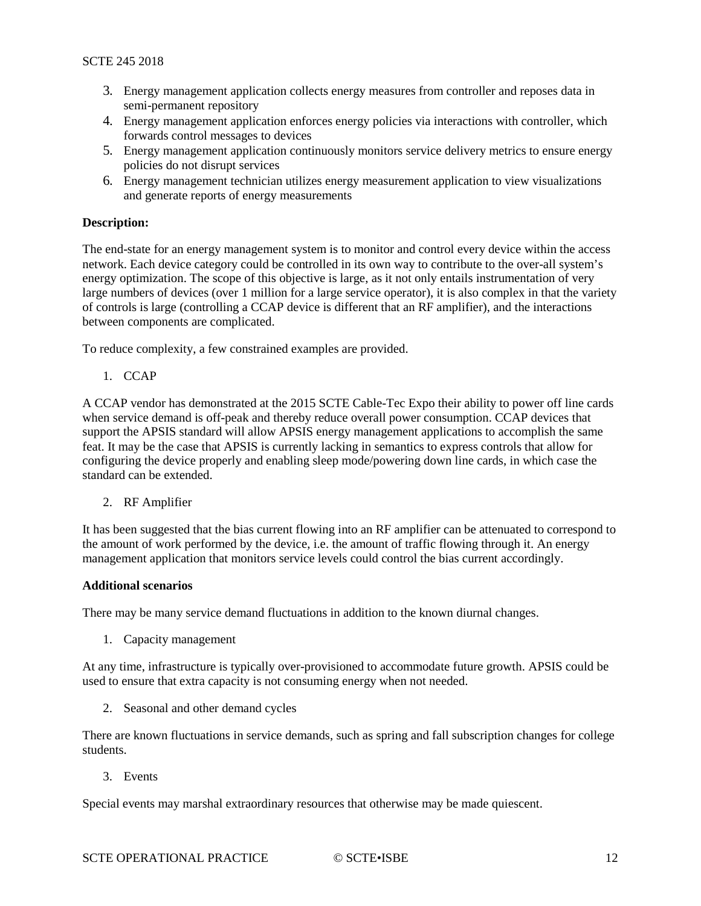3. Energy management application collects energy measures from controller and reposes data in semi-permanent repository
4. Energy management application enforces energy policies via interactions with controller, which forwards control messages to devices
5. Energy management application continuously monitors service delivery metrics to ensure energy policies do not disrupt services
6. Energy management technician utilizes energy measurement application to view visualizations and generate reports of energy measurements

**Description:**

The end-state for an energy management system is to monitor and control every device within the access network. Each device category could be controlled in its own way to contribute to the over-all system's energy optimization. The scope of this objective is large, as it not only entails instrumentation of very large numbers of devices (over 1 million for a large service operator), it is also complex in that the variety of controls is large (controlling a CCAP device is different that an RF amplifier), and the interactions between components are complicated.

To reduce complexity, a few constrained examples are provided.

1. CCAP

A CCAP vendor has demonstrated at the 2015 SCTE Cable-Tec Expo their ability to power off line cards when service demand is off-peak and thereby reduce overall power consumption. CCAP devices that support the APSIS standard will allow APSIS energy management applications to accomplish the same feat. It may be the case that APSIS is currently lacking in semantics to express controls that allow for configuring the device properly and enabling sleep mode/powering down line cards, in which case the standard can be extended.

2. RF Amplifier

It has been suggested that the bias current flowing into an RF amplifier can be attenuated to correspond to the amount of work performed by the device, i.e. the amount of traffic flowing through it. An energy management application that monitors service levels could control the bias current accordingly.

**Additional scenarios**

There may be many service demand fluctuations in addition to the known diurnal changes.

1. Capacity management

At any time, infrastructure is typically over-provisioned to accommodate future growth. APSIS could be used to ensure that extra capacity is not consuming energy when not needed.

2. Seasonal and other demand cycles

There are known fluctuations in service demands, such as spring and fall subscription changes for college students.

3. Events

Special events may marshal extraordinary resources that otherwise may be made quiescent.